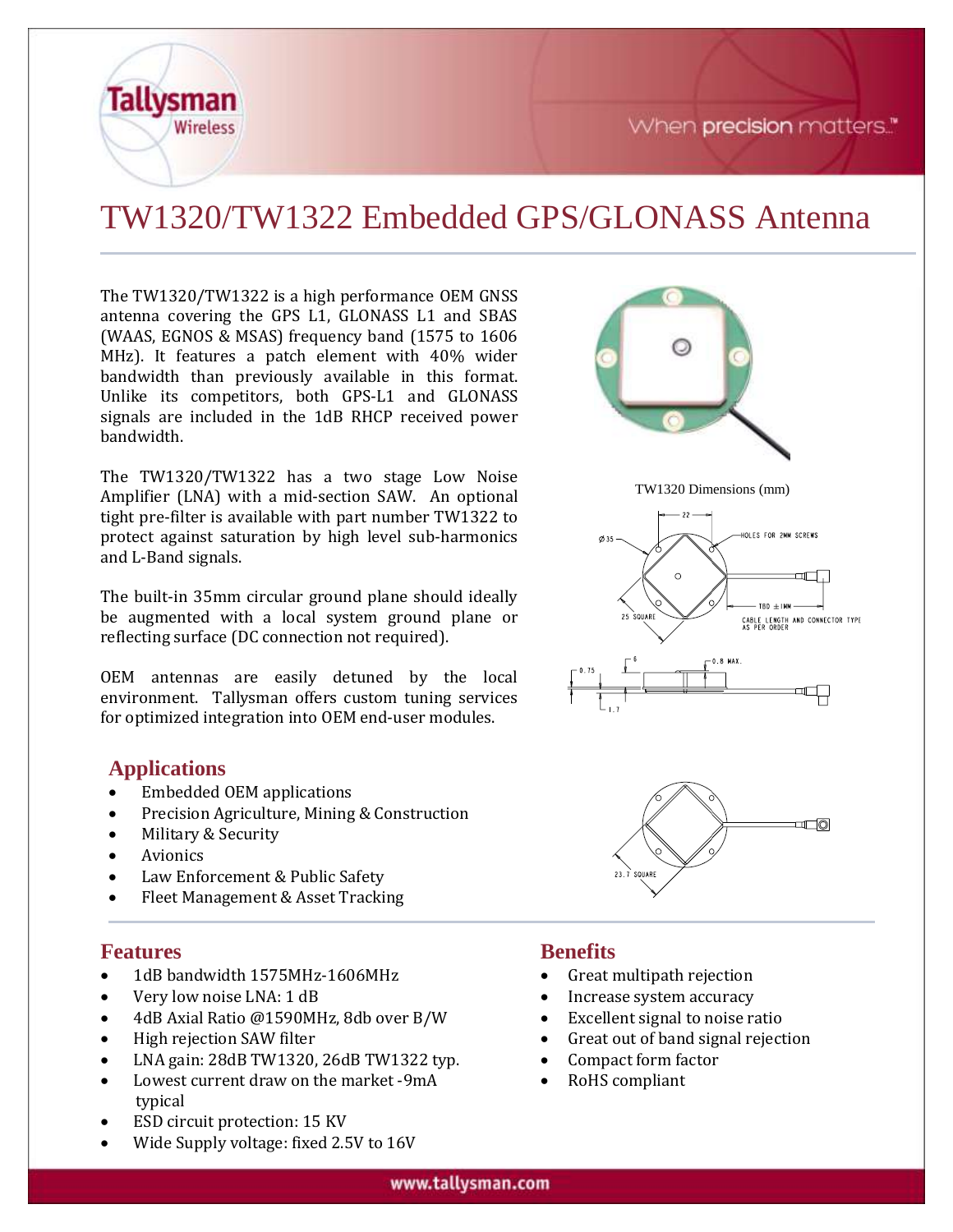# TW1320/TW1322 Embedded GPS/GLONASS Antenna

The TW1320/TW1322 is a high performance OEM GNSS antenna covering the GPS L1, GLONASS L1 and SBAS (WAAS, EGNOS & MSAS) frequency band (1575 to 1606 MHz). It features a patch element with 40% wider bandwidth than previously available in this format. Unlike its competitors, both GPS-L1 and GLONASS signals are included in the 1dB RHCP received power bandwidth.

The TW1320/TW1322 has a two stage Low Noise Amplifier (LNA) with a mid-section SAW. An optional tight pre-filter is available with part number TW1322 to protect against saturation by high level sub-harmonics and L-Band signals.

The built-in 35mm circular ground plane should ideally be augmented with a local system ground plane or reflecting surface (DC connection not required).

OEM antennas are easily detuned by the local environment. Tallysman offers custom tuning services for optimized integration into OEM end-user modules.

TW1320 Dimensions (mm)

## Applications

- Embedded OEM applications
- Precision Agriculture, Mining & Construction
- Military & Security
- Avionics
- Law Enforcement & Public Safety
- Fleet Management & Asset Tracking

## Features

- 1dB bandwidth 1575MHz-1606MHz
- Very low noise LNA: 1 dB
- 4dB Axial Ratio @1590MHz, 8db over B/W
- High rejection SAW filter
- LNA gain: 28dB TW1320, 26dB TW1322 typ.
- Lowest current draw on the market -9mA typical
- ESD circuit protection: 15 KV
- Wide Supply voltage: fixed 2.5V to 16V

## Benefits

- Great multipath rejection
- Increase system accuracy
- Excellent signal to noise ratio
- Great out of band signal rejection
- Compact form factor
- RoHS compliant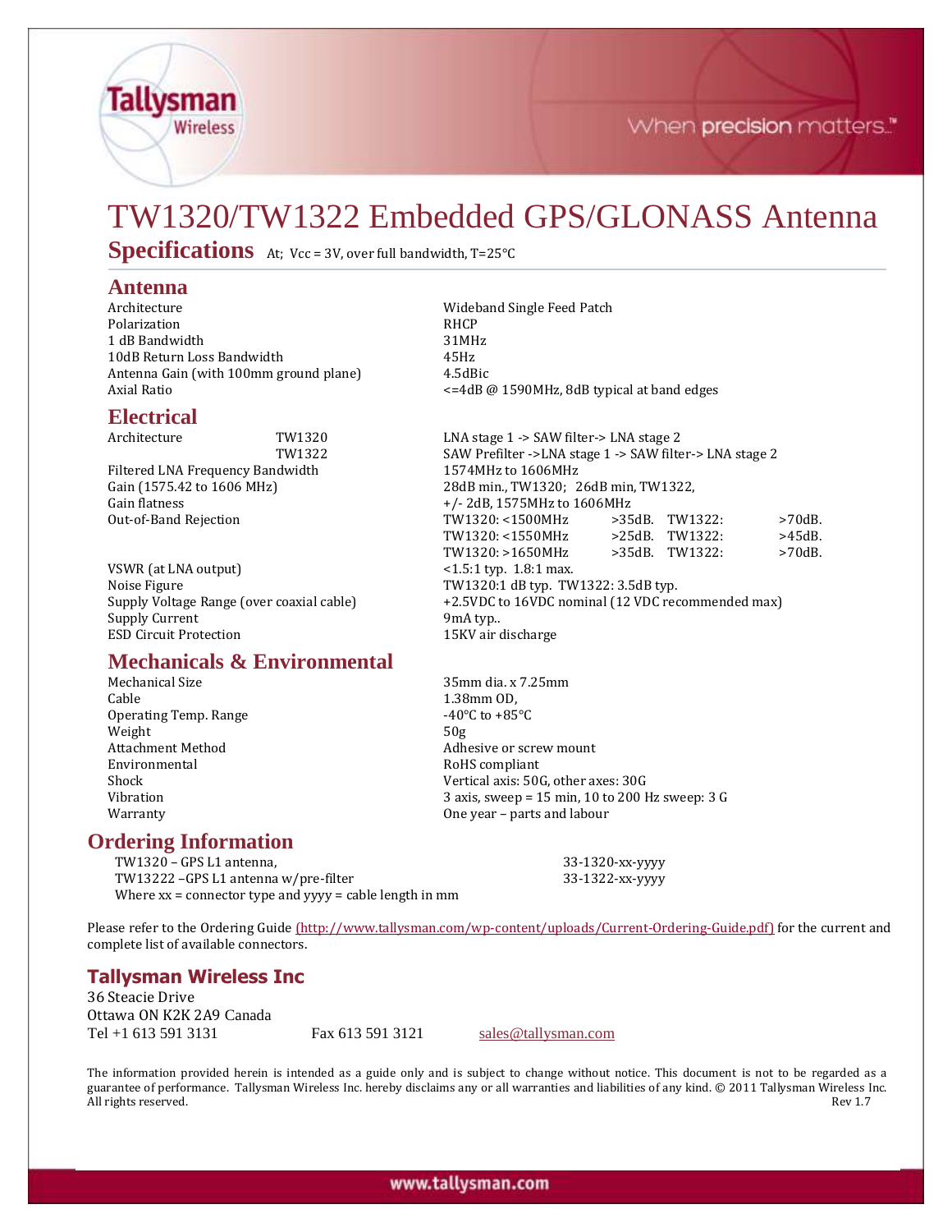# TW1320/TW1322 Embedded GPS/GLONASS Antenna

## Specifications

At; Vcc = 3V, over full bandwidth, T=25°C

### Antenna

| | |
|---|---|
| Architecture | Wideband Single Feed Patch |
| Polarization | RHCP |
| 1 dB Bandwidth | 31MHz |
| 10dB Return Loss Bandwidth | 45Hz |
| Antenna Gain (with 100mm ground plane) | 4.5dBic |
| Axial Ratio | <=4dB @ 1590MHz, 8dB typical at band edges |

### Electrical

| | | | | | |
|---|---|---|---|---|---|
| Architecture | TW1320 | LNA stage 1 -> SAW filter-> LNA stage 2 | | | |
| | TW1322 | SAW Prefilter ->LNA stage 1 -> SAW filter-> LNA stage 2 | | | |
| Filtered LNA Frequency Bandwidth | | 1574MHz to 1606MHz | | | |
| Gain (1575.42 to 1606 MHz) | | 28dB min., TW1320; 26dB min, TW1322, | | | |
| Gain flatness | | +/- 2dB, 1575MHz to 1606MHz | | | |
| Out-of-Band Rejection | | TW1320: <1500MHz | >35dB. | TW1322: | >70dB. |
| | | TW1320: <1550MHz | >25dB. | TW1322: | >45dB. |
| | | TW1320: >1650MHz | >35dB. | TW1322: | >70dB. |
| VSWR (at LNA output) | | <1.5:1 typ. 1.8:1 max. | | | |
| Noise Figure | | TW1320:1 dB typ. TW1322: 3.5dB typ. | | | |
| Supply Voltage Range (over coaxial cable) | | +2.5VDC to 16VDC nominal (12 VDC recommended max) | | | |
| Supply Current | | 9mA typ.. | | | |
| ESD Circuit Protection | | 15KV air discharge | | | |

### Mechanicals & Environmental

| | |
|---|---|
| Mechanical Size | 35mm dia. x 7.25mm |
| Cable | 1.38mm OD, |
| Operating Temp. Range | -40°C to +85°C |
| Weight | 50g |
| Attachment Method | Adhesive or screw mount |
| Environmental | RoHS compliant |
| Shock | Vertical axis: 50G, other axes: 30G |
| Vibration | 3 axis, sweep = 15 min, 10 to 200 Hz sweep: 3 G |
| Warranty | One year – parts and labour |

### Ordering Information

| | |
|---|---|
| TW1320 – GPS L1 antenna, | 33-1320-xx-yyyy |
| TW13222 –GPS L1 antenna w/pre-filter | 33-1322-xx-yyyy |

Where xx = connector type and yyyy = cable length in mm

Please refer to the Ordering Guide (http://www.tallysman.com/wp-content/uploads/Current-Ordering-Guide.pdf) for the current and complete list of available connectors.

### Tallysman Wireless Inc

36 Steacie Drive
Ottawa ON K2K 2A9 Canada
Tel +1 613 591 3131 Fax 613 591 3121 sales@tallysman.com

The information provided herein is intended as a guide only and is subject to change without notice. This document is not to be regarded as a guarantee of performance. Tallysman Wireless Inc. hereby disclaims any or all warranties and liabilities of any kind. © 2011 Tallysman Wireless Inc. All rights reserved. Rev 1.7